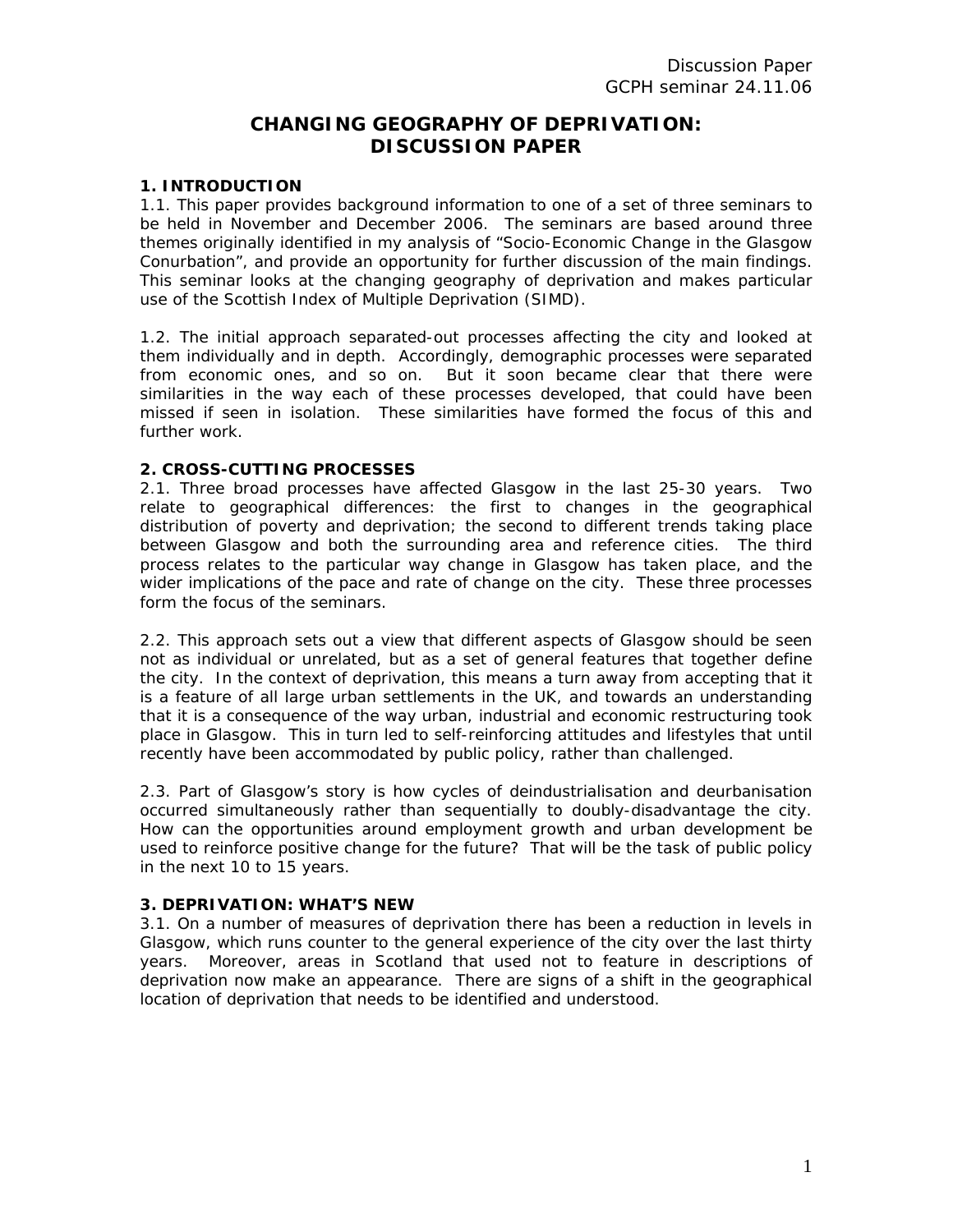Discussion Paper
GCPH seminar 24.11.06

# CHANGING GEOGRAPHY OF DEPRIVATION: DISCUSSION PAPER

## 1. INTRODUCTION

1.1. This paper provides background information to one of a set of three seminars to be held in November and December 2006. The seminars are based around three themes originally identified in my analysis of "Socio-Economic Change in the Glasgow Conurbation", and provide an opportunity for further discussion of the main findings. This seminar looks at the changing geography of deprivation and makes particular use of the Scottish Index of Multiple Deprivation (SIMD).

1.2. The initial approach separated-out processes affecting the city and looked at them individually and in depth. Accordingly, demographic processes were separated from economic ones, and so on. But it soon became clear that there were similarities in the way each of these processes developed, that could have been missed if seen in isolation. These similarities have formed the focus of this and further work.

## 2. CROSS-CUTTING PROCESSES

2.1. Three broad processes have affected Glasgow in the last 25-30 years. Two relate to geographical differences: the first to changes in the geographical distribution of poverty and deprivation; the second to different trends taking place between Glasgow and both the surrounding area and reference cities. The third process relates to the particular way change in Glasgow has taken place, and the wider implications of the pace and rate of change on the city. These three processes form the focus of the seminars.

2.2. This approach sets out a view that different aspects of Glasgow should be seen not as individual or unrelated, but as a set of general features that together define the city. In the context of deprivation, this means a turn away from accepting that it is a feature of all large urban settlements in the UK, and towards an understanding that it is a consequence of the way urban, industrial and economic restructuring took place in Glasgow. This in turn led to self-reinforcing attitudes and lifestyles that until recently have been accommodated by public policy, rather than challenged.

2.3. Part of Glasgow's story is how cycles of deindustrialisation and deurbanisation occurred simultaneously rather than sequentially to doubly-disadvantage the city. How can the opportunities around employment growth and urban development be used to reinforce positive change for the future? That will be the task of public policy in the next 10 to 15 years.

## 3. DEPRIVATION: WHAT'S NEW

3.1. On a number of measures of deprivation there has been a reduction in levels in Glasgow, which runs counter to the general experience of the city over the last thirty years. Moreover, areas in Scotland that used not to feature in descriptions of deprivation now make an appearance. There are signs of a shift in the geographical location of deprivation that needs to be identified and understood.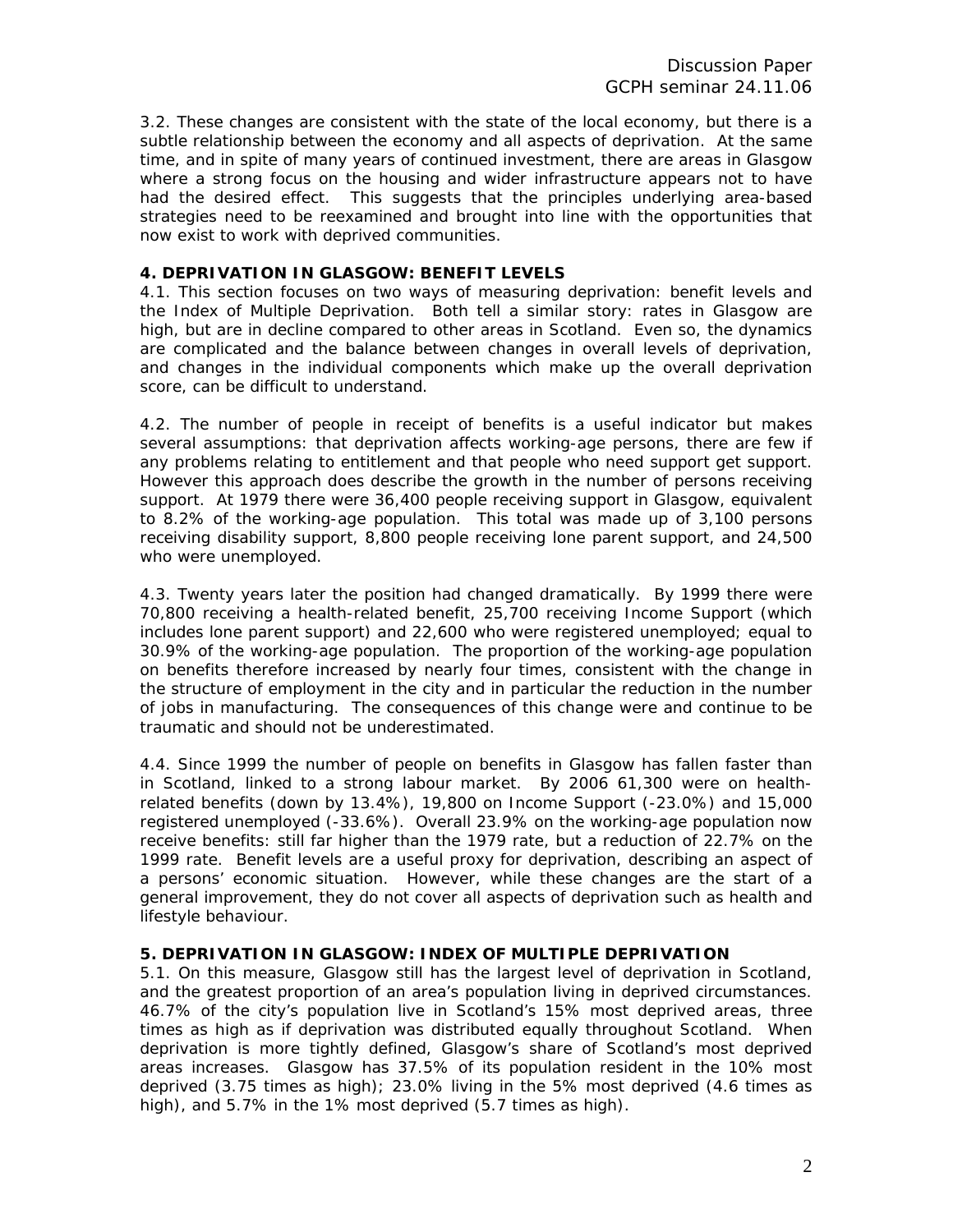3.2. These changes are consistent with the state of the local economy, but there is a subtle relationship between the economy and all aspects of deprivation. At the same time, and in spite of many years of continued investment, there are areas in Glasgow where a strong focus on the housing and wider infrastructure appears not to have had the desired effect. This suggests that the principles underlying area-based strategies need to be reexamined and brought into line with the opportunities that now exist to work with deprived communities.

**4. DEPRIVATION IN GLASGOW: BENEFIT LEVELS**

4.1. This section focuses on two ways of measuring deprivation: benefit levels and the Index of Multiple Deprivation. Both tell a similar story: rates in Glasgow are high, but are in decline compared to other areas in Scotland. Even so, the dynamics are complicated and the balance between changes in overall levels of deprivation, and changes in the individual components which make up the overall deprivation score, can be difficult to understand.

4.2. The number of people in receipt of benefits is a useful indicator but makes several assumptions: that deprivation affects working-age persons, there are few if any problems relating to entitlement and that people who need support get support. However this approach does describe the growth in the number of persons receiving support. At 1979 there were 36,400 people receiving support in Glasgow, equivalent to 8.2% of the working-age population. This total was made up of 3,100 persons receiving disability support, 8,800 people receiving lone parent support, and 24,500 who were unemployed.

4.3. Twenty years later the position had changed dramatically. By 1999 there were 70,800 receiving a health-related benefit, 25,700 receiving Income Support (which includes lone parent support) and 22,600 who were registered unemployed; equal to 30.9% of the working-age population. The proportion of the working-age population on benefits therefore increased by nearly four times, consistent with the change in the structure of employment in the city and in particular the reduction in the number of jobs in manufacturing. The consequences of this change were and continue to be traumatic and should not be underestimated.

4.4. Since 1999 the number of people on benefits in Glasgow has fallen faster than in Scotland, linked to a strong labour market. By 2006 61,300 were on health-related benefits (down by 13.4%), 19,800 on Income Support (-23.0%) and 15,000 registered unemployed (-33.6%). Overall 23.9% on the working-age population now receive benefits: still far higher than the 1979 rate, but a reduction of 22.7% on the 1999 rate. Benefit levels are a useful proxy for deprivation, describing an aspect of a persons' economic situation. However, while these changes are the start of a general improvement, they do not cover all aspects of deprivation such as health and lifestyle behaviour.

**5. DEPRIVATION IN GLASGOW: INDEX OF MULTIPLE DEPRIVATION**

5.1. On this measure, Glasgow still has the largest level of deprivation in Scotland, and the greatest proportion of an area's population living in deprived circumstances. 46.7% of the city's population live in Scotland's 15% most deprived areas, three times as high as if deprivation was distributed equally throughout Scotland. When deprivation is more tightly defined, Glasgow's share of Scotland's most deprived areas increases. Glasgow has 37.5% of its population resident in the 10% most deprived (3.75 times as high); 23.0% living in the 5% most deprived (4.6 times as high), and 5.7% in the 1% most deprived (5.7 times as high).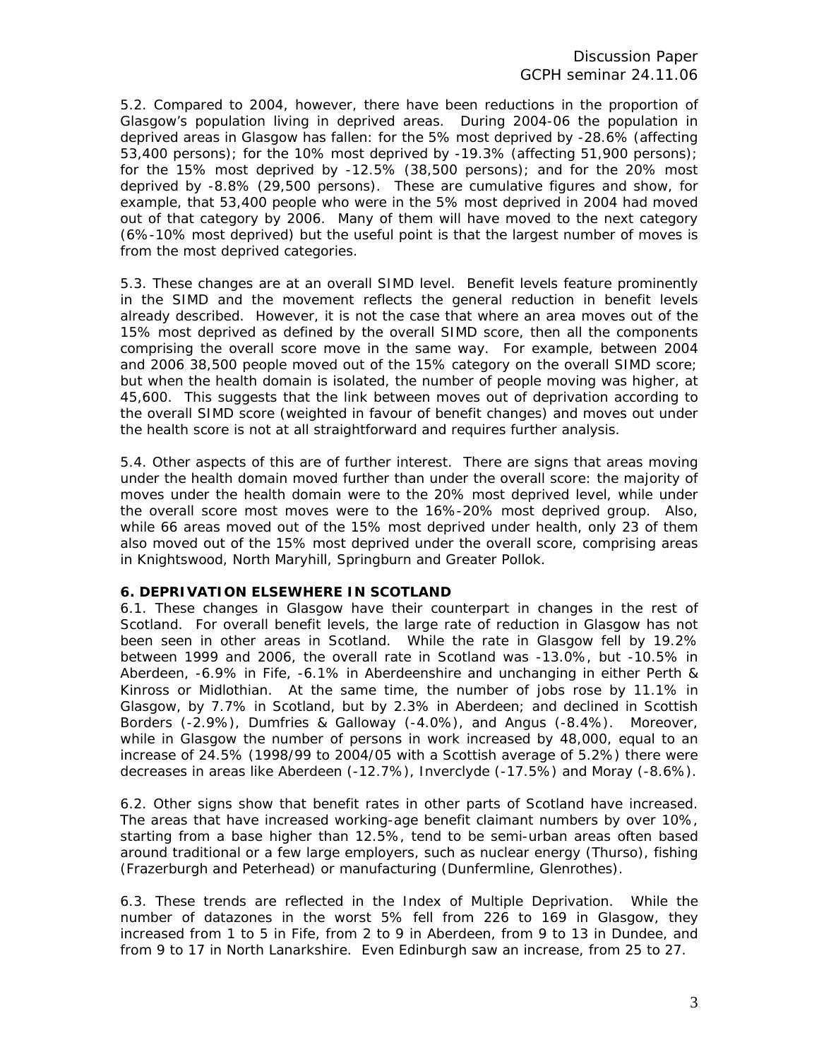5.2. Compared to 2004, however, there have been reductions in the proportion of Glasgow's population living in deprived areas. During 2004-06 the population in deprived areas in Glasgow has fallen: for the 5% most deprived by -28.6% (affecting 53,400 persons); for the 10% most deprived by -19.3% (affecting 51,900 persons); for the 15% most deprived by -12.5% (38,500 persons); and for the 20% most deprived by -8.8% (29,500 persons). These are cumulative figures and show, for example, that 53,400 people who were in the 5% most deprived in 2004 had moved out of that category by 2006. Many of them will have moved to the next category (6%-10% most deprived) but the useful point is that the largest number of moves is from the most deprived categories.

5.3. These changes are at an overall SIMD level. Benefit levels feature prominently in the SIMD and the movement reflects the general reduction in benefit levels already described. However, it is not the case that where an area moves out of the 15% most deprived as defined by the overall SIMD score, then all the components comprising the overall score move in the same way. For example, between 2004 and 2006 38,500 people moved out of the 15% category on the overall SIMD score; but when the health domain is isolated, the number of people moving was higher, at 45,600. This suggests that the link between moves out of deprivation according to the overall SIMD score (weighted in favour of benefit changes) and moves out under the health score is not at all straightforward and requires further analysis.

5.4. Other aspects of this are of further interest. There are signs that areas moving under the health domain moved further than under the overall score: the majority of moves under the health domain were to the 20% most deprived level, while under the overall score most moves were to the 16%-20% most deprived group. Also, while 66 areas moved out of the 15% most deprived under health, only 23 of them also moved out of the 15% most deprived under the overall score, comprising areas in Knightswood, North Maryhill, Springburn and Greater Pollok.

## 6. DEPRIVATION ELSEWHERE IN SCOTLAND

6.1. These changes in Glasgow have their counterpart in changes in the rest of Scotland. For overall benefit levels, the large rate of reduction in Glasgow has not been seen in other areas in Scotland. While the rate in Glasgow fell by 19.2% between 1999 and 2006, the overall rate in Scotland was -13.0%, but -10.5% in Aberdeen, -6.9% in Fife, -6.1% in Aberdeenshire and unchanging in either Perth & Kinross or Midlothian. At the same time, the number of jobs rose by 11.1% in Glasgow, by 7.7% in Scotland, but by 2.3% in Aberdeen; and declined in Scottish Borders (-2.9%), Dumfries & Galloway (-4.0%), and Angus (-8.4%). Moreover, while in Glasgow the number of persons in work increased by 48,000, equal to an increase of 24.5% (1998/99 to 2004/05 with a Scottish average of 5.2%) there were decreases in areas like Aberdeen (-12.7%), Inverclyde (-17.5%) and Moray (-8.6%).

6.2. Other signs show that benefit rates in other parts of Scotland have increased. The areas that have increased working-age benefit claimant numbers by over 10%, starting from a base higher than 12.5%, tend to be semi-urban areas often based around traditional or a few large employers, such as nuclear energy (Thurso), fishing (Frazerburgh and Peterhead) or manufacturing (Dunfermline, Glenrothes).

6.3. These trends are reflected in the Index of Multiple Deprivation. While the number of datazones in the worst 5% fell from 226 to 169 in Glasgow, they increased from 1 to 5 in Fife, from 2 to 9 in Aberdeen, from 9 to 13 in Dundee, and from 9 to 17 in North Lanarkshire. Even Edinburgh saw an increase, from 25 to 27.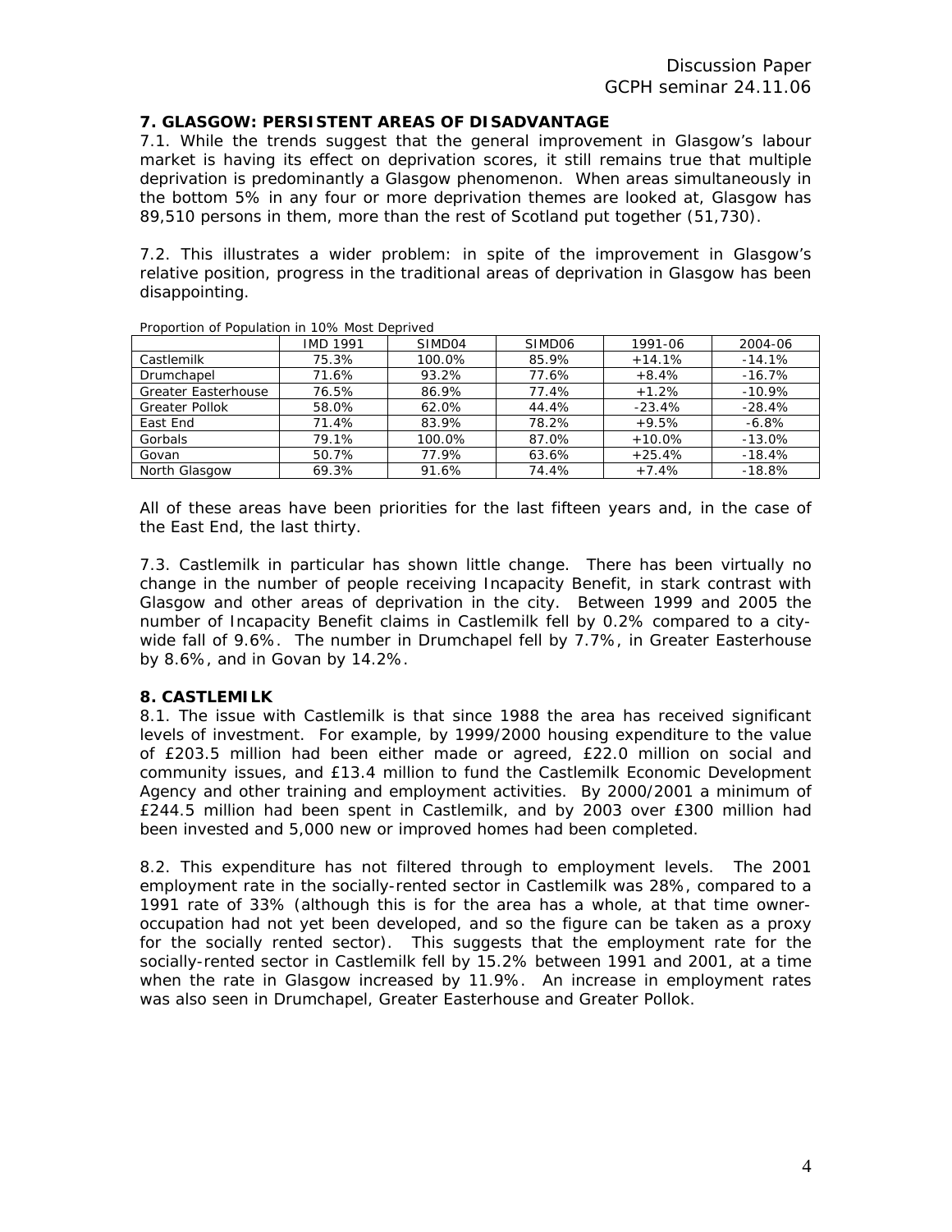## 7. GLASGOW: PERSISTENT AREAS OF DISADVANTAGE

7.1. While the trends suggest that the general improvement in Glasgow's labour market is having its effect on deprivation scores, it still remains true that multiple deprivation is predominantly a Glasgow phenomenon. When areas simultaneously in the bottom 5% in any four or more deprivation themes are looked at, Glasgow has 89,510 persons in them, more than the rest of Scotland put together (51,730).

7.2. This illustrates a wider problem: in spite of the improvement in Glasgow's relative position, progress in the traditional areas of deprivation in Glasgow has been disappointing.

Proportion of Population in 10% Most Deprived

| | IMD 1991 | SIMD04 | SIMD06 | 1991-06 | 2004-06 |
|---|---|---|---|---|---|
| Castlemilk | 75.3% | 100.0% | 85.9% | +14.1% | -14.1% |
| Drumchapel | 71.6% | 93.2% | 77.6% | +8.4% | -16.7% |
| Greater Easterhouse | 76.5% | 86.9% | 77.4% | +1.2% | -10.9% |
| Greater Pollok | 58.0% | 62.0% | 44.4% | -23.4% | -28.4% |
| East End | 71.4% | 83.9% | 78.2% | +9.5% | -6.8% |
| Gorbals | 79.1% | 100.0% | 87.0% | +10.0% | -13.0% |
| Govan | 50.7% | 77.9% | 63.6% | +25.4% | -18.4% |
| North Glasgow | 69.3% | 91.6% | 74.4% | +7.4% | -18.8% |

All of these areas have been priorities for the last fifteen years and, in the case of the East End, the last thirty.

7.3. Castlemilk in particular has shown little change. There has been virtually no change in the number of people receiving Incapacity Benefit, in stark contrast with Glasgow and other areas of deprivation in the city. Between 1999 and 2005 the number of Incapacity Benefit claims in Castlemilk fell by 0.2% compared to a city-wide fall of 9.6%. The number in Drumchapel fell by 7.7%, in Greater Easterhouse by 8.6%, and in Govan by 14.2%.

## 8. CASTLEMILK

8.1. The issue with Castlemilk is that since 1988 the area has received significant levels of investment. For example, by 1999/2000 housing expenditure to the value of £203.5 million had been either made or agreed, £22.0 million on social and community issues, and £13.4 million to fund the Castlemilk Economic Development Agency and other training and employment activities. By 2000/2001 a minimum of £244.5 million had been spent in Castlemilk, and by 2003 over £300 million had been invested and 5,000 new or improved homes had been completed.

8.2. This expenditure has not filtered through to employment levels. The 2001 employment rate in the socially-rented sector in Castlemilk was 28%, compared to a 1991 rate of 33% (although this is for the area has a whole, at that time owner-occupation had not yet been developed, and so the figure can be taken as a proxy for the socially rented sector). This suggests that the employment rate for the socially-rented sector in Castlemilk fell by 15.2% between 1991 and 2001, at a time when the rate in Glasgow increased by 11.9%. An increase in employment rates was also seen in Drumchapel, Greater Easterhouse and Greater Pollok.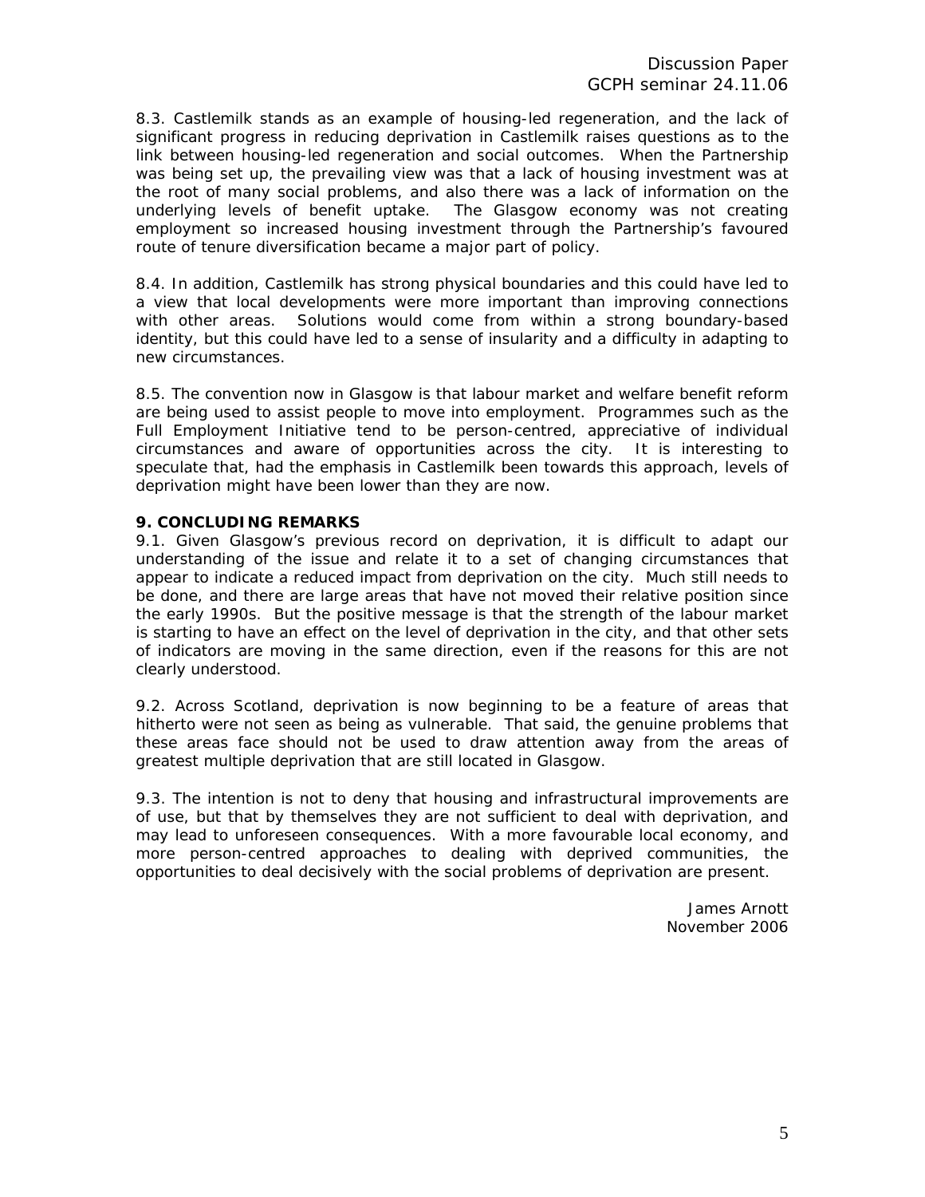8.3. Castlemilk stands as an example of housing-led regeneration, and the lack of significant progress in reducing deprivation in Castlemilk raises questions as to the link between housing-led regeneration and social outcomes. When the Partnership was being set up, the prevailing view was that a lack of housing investment was at the root of many social problems, and also there was a lack of information on the underlying levels of benefit uptake. The Glasgow economy was not creating employment so increased housing investment through the Partnership's favoured route of tenure diversification became a major part of policy.

8.4. In addition, Castlemilk has strong physical boundaries and this could have led to a view that local developments were more important than improving connections with other areas. Solutions would come from within a strong boundary-based identity, but this could have led to a sense of insularity and a difficulty in adapting to new circumstances.

8.5. The convention now in Glasgow is that labour market and welfare benefit reform are being used to assist people to move into employment. Programmes such as the Full Employment Initiative tend to be person-centred, appreciative of individual circumstances and aware of opportunities across the city. It is interesting to speculate that, had the emphasis in Castlemilk been towards this approach, levels of deprivation might have been lower than they are now.

## 9. CONCLUDING REMARKS

9.1. Given Glasgow's previous record on deprivation, it is difficult to adapt our understanding of the issue and relate it to a set of changing circumstances that appear to indicate a reduced impact from deprivation on the city. Much still needs to be done, and there are large areas that have not moved their relative position since the early 1990s. But the positive message is that the strength of the labour market is starting to have an effect on the level of deprivation in the city, and that other sets of indicators are moving in the same direction, even if the reasons for this are not clearly understood.

9.2. Across Scotland, deprivation is now beginning to be a feature of areas that hitherto were not seen as being as vulnerable. That said, the genuine problems that these areas face should not be used to draw attention away from the areas of greatest multiple deprivation that are still located in Glasgow.

9.3. The intention is not to deny that housing and infrastructural improvements are of use, but that by themselves they are not sufficient to deal with deprivation, and may lead to unforeseen consequences. With a more favourable local economy, and more person-centred approaches to dealing with deprived communities, the opportunities to deal decisively with the social problems of deprivation are present.

James Arnott
November 2006